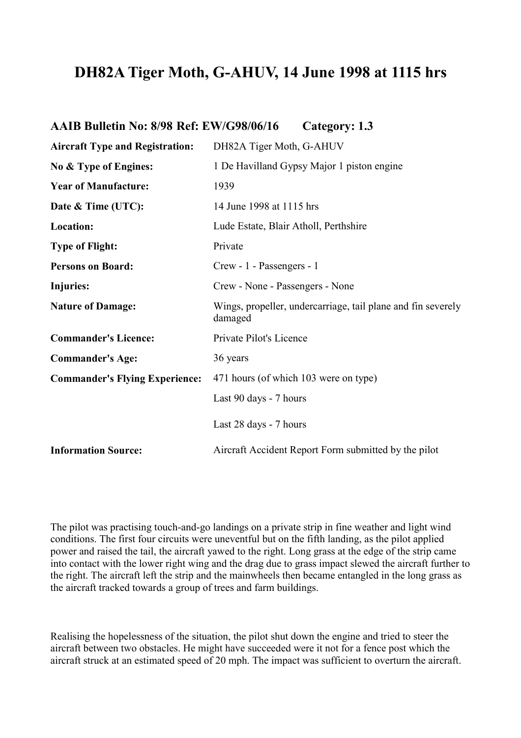# DH82A Tiger Moth, G-AHUV, 14 June 1998 at 1115 hrs

## AAIB Bulletin No: 8/98 Ref: EW/G98/06/16 Category: 1.3

| | |
|---|---|
| **Aircraft Type and Registration:** | DH82A Tiger Moth, G-AHUV |
| **No & Type of Engines:** | 1 De Havilland Gypsy Major 1 piston engine |
| **Year of Manufacture:** | 1939 |
| **Date & Time (UTC):** | 14 June 1998 at 1115 hrs |
| **Location:** | Lude Estate, Blair Atholl, Perthshire |
| **Type of Flight:** | Private |
| **Persons on Board:** | Crew - 1 - Passengers - 1 |
| **Injuries:** | Crew - None - Passengers - None |
| **Nature of Damage:** | Wings, propeller, undercarriage, tail plane and fin severely damaged |
| **Commander's Licence:** | Private Pilot's Licence |
| **Commander's Age:** | 36 years |
| **Commander's Flying Experience:** | 471 hours (of which 103 were on type) |
| | Last 90 days - 7 hours |
| | Last 28 days - 7 hours |
| **Information Source:** | Aircraft Accident Report Form submitted by the pilot |

The pilot was practising touch-and-go landings on a private strip in fine weather and light wind conditions. The first four circuits were uneventful but on the fifth landing, as the pilot applied power and raised the tail, the aircraft yawed to the right. Long grass at the edge of the strip came into contact with the lower right wing and the drag due to grass impact slewed the aircraft further to the right. The aircraft left the strip and the mainwheels then became entangled in the long grass as the aircraft tracked towards a group of trees and farm buildings.

Realising the hopelessness of the situation, the pilot shut down the engine and tried to steer the aircraft between two obstacles. He might have succeeded were it not for a fence post which the aircraft struck at an estimated speed of 20 mph. The impact was sufficient to overturn the aircraft.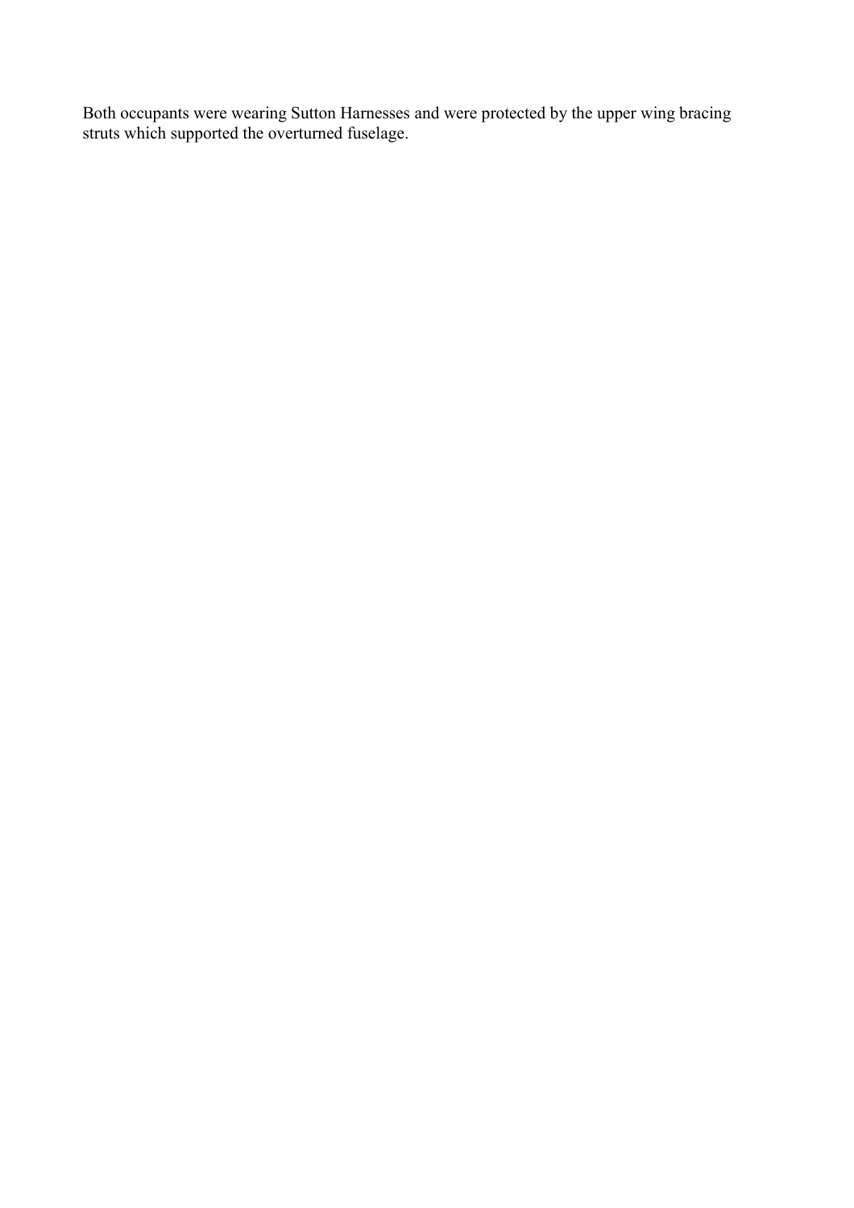Both occupants were wearing Sutton Harnesses and were protected by the upper wing bracing struts which supported the overturned fuselage.